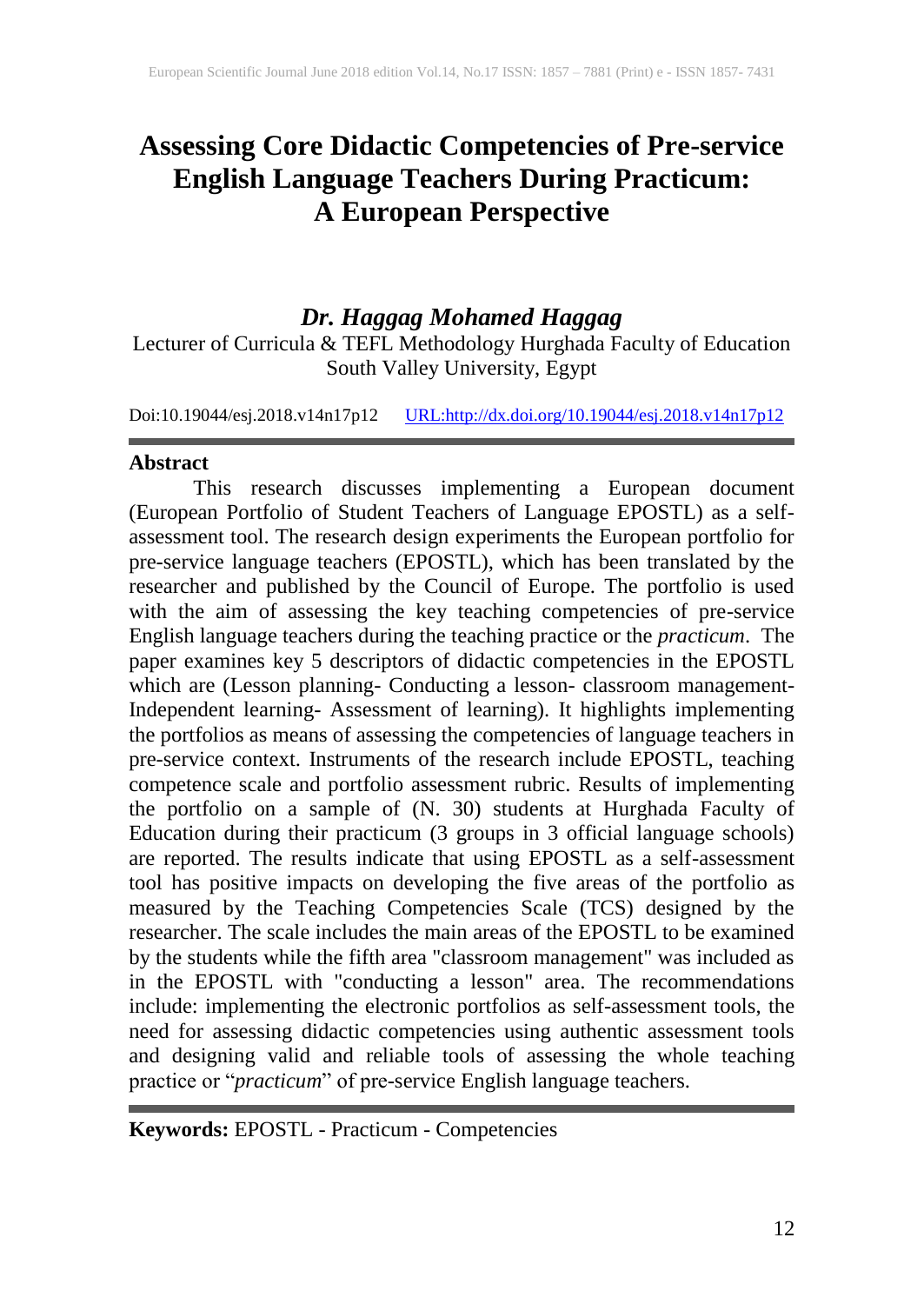# Assessing Core Didactic Competencies of Pre-service English Language Teachers During Practicum: A European Perspective

***Dr. Haggag Mohamed Haggag***

Lecturer of Curricula & TEFL Methodology Hurghada Faculty of Education South Valley University, Egypt

Doi:10.19044/esj.2018.v14n17p12 URL:http://dx.doi.org/10.19044/esj.2018.v14n17p12

## Abstract

This research discusses implementing a European document (European Portfolio of Student Teachers of Language EPOSTL) as a self-assessment tool. The research design experiments the European portfolio for pre-service language teachers (EPOSTL), which has been translated by the researcher and published by the Council of Europe. The portfolio is used with the aim of assessing the key teaching competencies of pre-service English language teachers during the teaching practice or the *practicum*. The paper examines key 5 descriptors of didactic competencies in the EPOSTL which are (Lesson planning- Conducting a lesson- classroom management- Independent learning- Assessment of learning). It highlights implementing the portfolios as means of assessing the competencies of language teachers in pre-service context. Instruments of the research include EPOSTL, teaching competence scale and portfolio assessment rubric. Results of implementing the portfolio on a sample of (N. 30) students at Hurghada Faculty of Education during their practicum (3 groups in 3 official language schools) are reported. The results indicate that using EPOSTL as a self-assessment tool has positive impacts on developing the five areas of the portfolio as measured by the Teaching Competencies Scale (TCS) designed by the researcher. The scale includes the main areas of the EPOSTL to be examined by the students while the fifth area "classroom management" was included as in the EPOSTL with "conducting a lesson" area. The recommendations include: implementing the electronic portfolios as self-assessment tools, the need for assessing didactic competencies using authentic assessment tools and designing valid and reliable tools of assessing the whole teaching practice or "*practicum*" of pre-service English language teachers.

**Keywords:** EPOSTL - Practicum - Competencies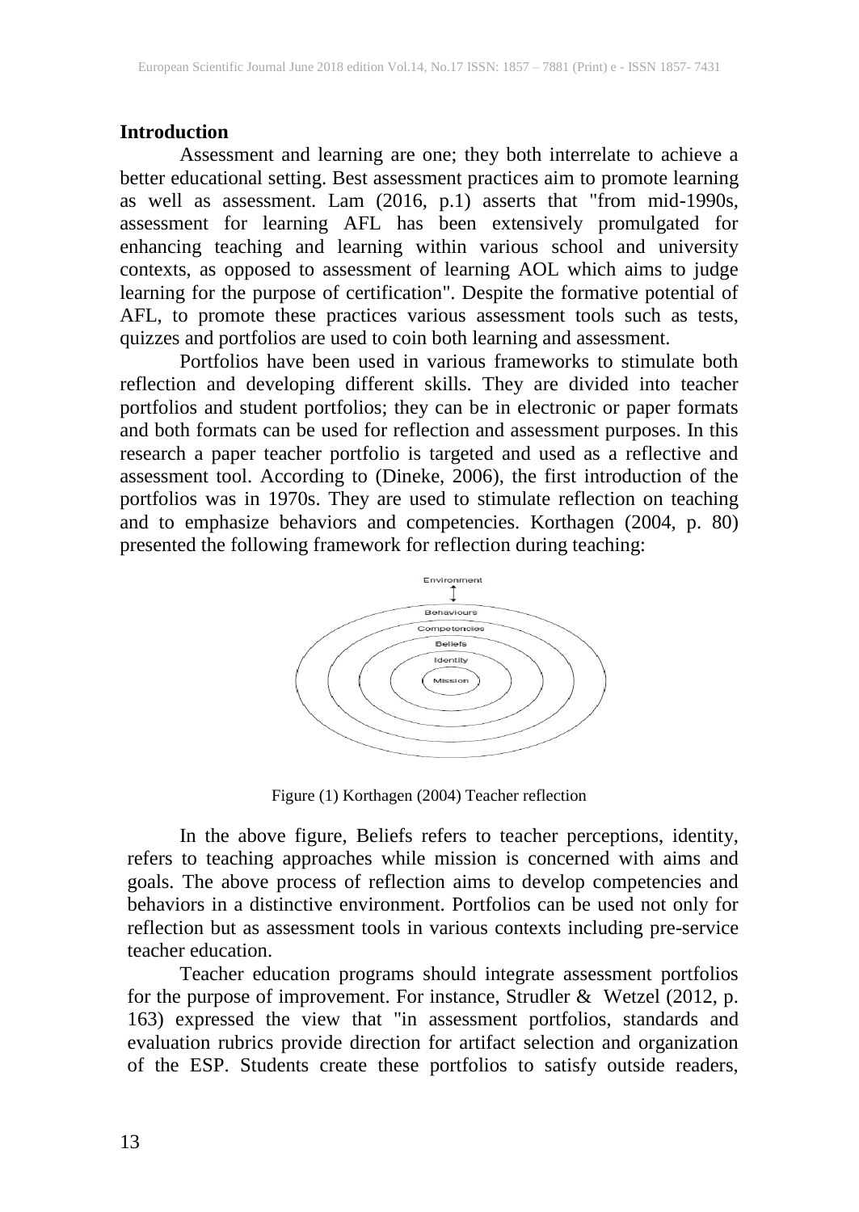## Introduction

Assessment and learning are one; they both interrelate to achieve a better educational setting. Best assessment practices aim to promote learning as well as assessment. Lam (2016, p.1) asserts that "from mid-1990s, assessment for learning AFL has been extensively promulgated for enhancing teaching and learning within various school and university contexts, as opposed to assessment of learning AOL which aims to judge learning for the purpose of certification". Despite the formative potential of AFL, to promote these practices various assessment tools such as tests, quizzes and portfolios are used to coin both learning and assessment.

Portfolios have been used in various frameworks to stimulate both reflection and developing different skills. They are divided into teacher portfolios and student portfolios; they can be in electronic or paper formats and both formats can be used for reflection and assessment purposes. In this research a paper teacher portfolio is targeted and used as a reflective and assessment tool. According to (Dineke, 2006), the first introduction of the portfolios was in 1970s. They are used to stimulate reflection on teaching and to emphasize behaviors and competencies. Korthagen (2004, p. 80) presented the following framework for reflection during teaching:

Environment

Behaviours

Competencies

Beliefs

Identity

Mission

Figure (1) Korthagen (2004) Teacher reflection

In the above figure, Beliefs refers to teacher perceptions, identity, refers to teaching approaches while mission is concerned with aims and goals. The above process of reflection aims to develop competencies and behaviors in a distinctive environment. Portfolios can be used not only for reflection but as assessment tools in various contexts including pre-service teacher education.

Teacher education programs should integrate assessment portfolios for the purpose of improvement. For instance, Strudler & Wetzel (2012, p. 163) expressed the view that "in assessment portfolios, standards and evaluation rubrics provide direction for artifact selection and organization of the ESP. Students create these portfolios to satisfy outside readers,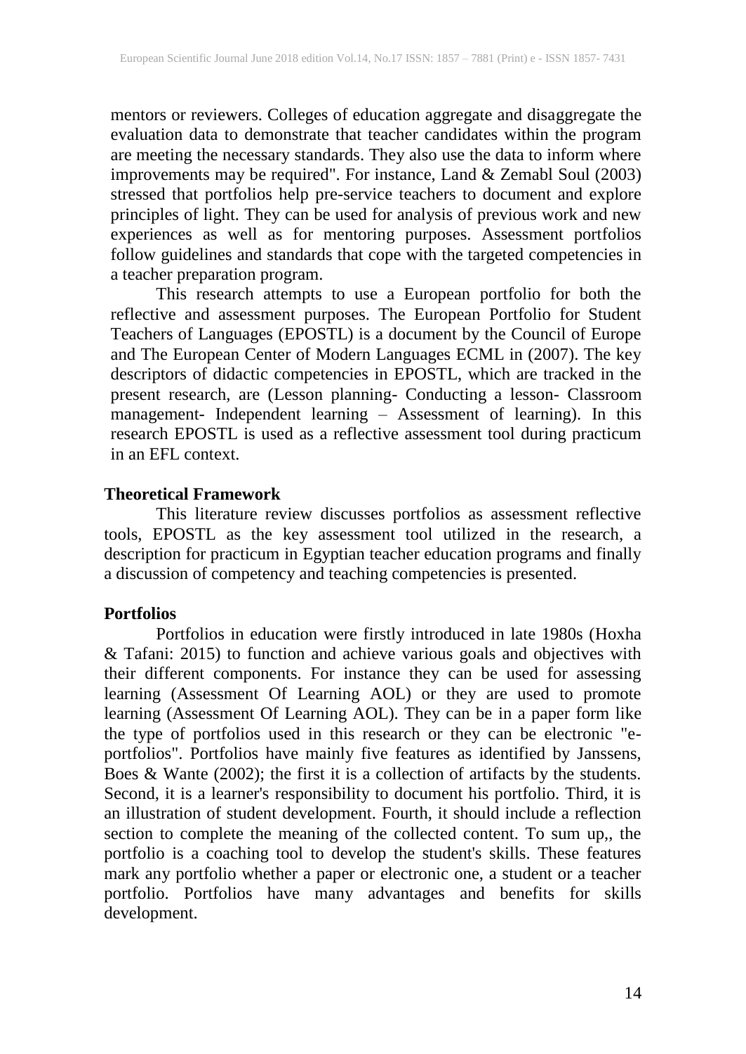mentors or reviewers. Colleges of education aggregate and disaggregate the evaluation data to demonstrate that teacher candidates within the program are meeting the necessary standards. They also use the data to inform where improvements may be required". For instance, Land & Zemabl Soul (2003) stressed that portfolios help pre-service teachers to document and explore principles of light. They can be used for analysis of previous work and new experiences as well as for mentoring purposes. Assessment portfolios follow guidelines and standards that cope with the targeted competencies in a teacher preparation program.

This research attempts to use a European portfolio for both the reflective and assessment purposes. The European Portfolio for Student Teachers of Languages (EPOSTL) is a document by the Council of Europe and The European Center of Modern Languages ECML in (2007). The key descriptors of didactic competencies in EPOSTL, which are tracked in the present research, are (Lesson planning- Conducting a lesson- Classroom management- Independent learning – Assessment of learning). In this research EPOSTL is used as a reflective assessment tool during practicum in an EFL context.

## Theoretical Framework

This literature review discusses portfolios as assessment reflective tools, EPOSTL as the key assessment tool utilized in the research, a description for practicum in Egyptian teacher education programs and finally a discussion of competency and teaching competencies is presented.

## Portfolios

Portfolios in education were firstly introduced in late 1980s (Hoxha & Tafani: 2015) to function and achieve various goals and objectives with their different components. For instance they can be used for assessing learning (Assessment Of Learning AOL) or they are used to promote learning (Assessment Of Learning AOL). They can be in a paper form like the type of portfolios used in this research or they can be electronic "e-portfolios". Portfolios have mainly five features as identified by Janssens, Boes & Wante (2002); the first it is a collection of artifacts by the students. Second, it is a learner's responsibility to document his portfolio. Third, it is an illustration of student development. Fourth, it should include a reflection section to complete the meaning of the collected content. To sum up,, the portfolio is a coaching tool to develop the student's skills. These features mark any portfolio whether a paper or electronic one, a student or a teacher portfolio. Portfolios have many advantages and benefits for skills development.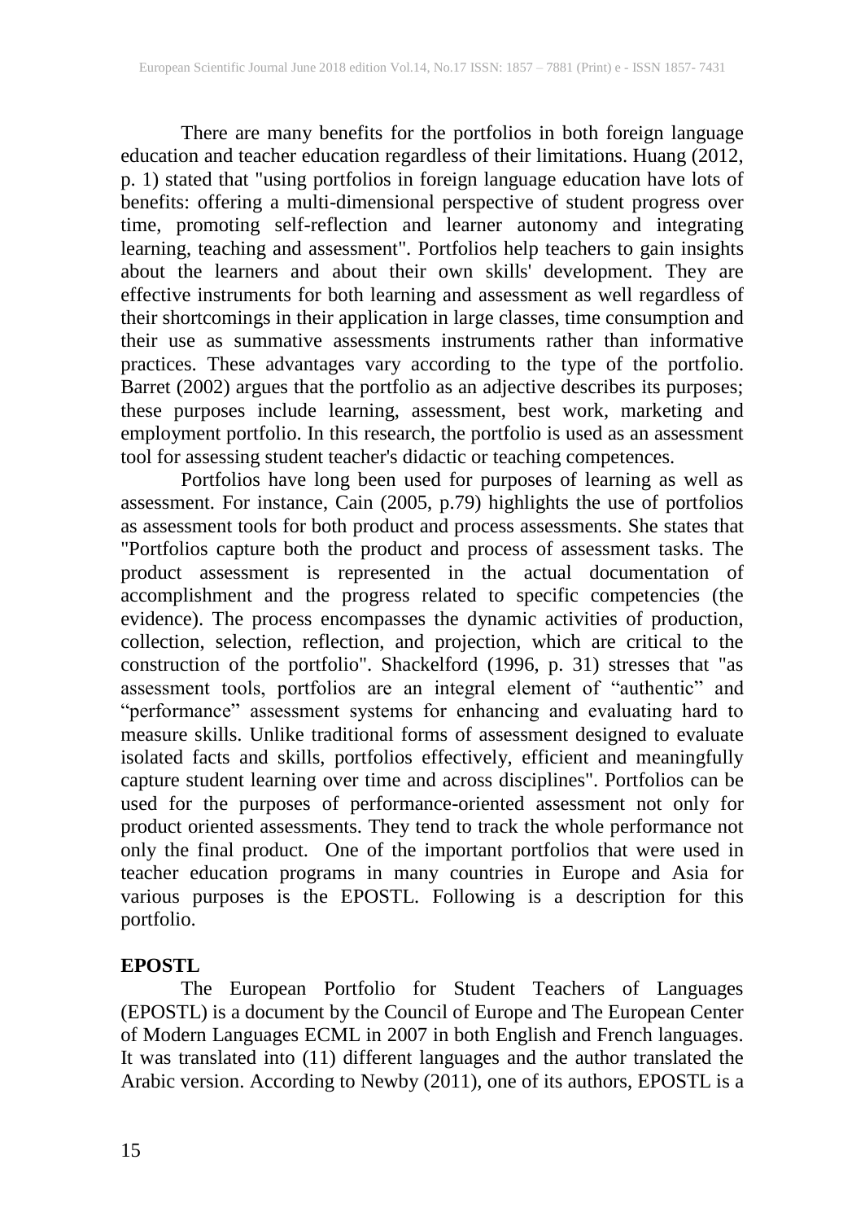There are many benefits for the portfolios in both foreign language education and teacher education regardless of their limitations. Huang (2012, p. 1) stated that "using portfolios in foreign language education have lots of benefits: offering a multi-dimensional perspective of student progress over time, promoting self-reflection and learner autonomy and integrating learning, teaching and assessment". Portfolios help teachers to gain insights about the learners and about their own skills' development. They are effective instruments for both learning and assessment as well regardless of their shortcomings in their application in large classes, time consumption and their use as summative assessments instruments rather than informative practices. These advantages vary according to the type of the portfolio. Barret (2002) argues that the portfolio as an adjective describes its purposes; these purposes include learning, assessment, best work, marketing and employment portfolio. In this research, the portfolio is used as an assessment tool for assessing student teacher's didactic or teaching competences.

Portfolios have long been used for purposes of learning as well as assessment. For instance, Cain (2005, p.79) highlights the use of portfolios as assessment tools for both product and process assessments. She states that "Portfolios capture both the product and process of assessment tasks. The product assessment is represented in the actual documentation of accomplishment and the progress related to specific competencies (the evidence). The process encompasses the dynamic activities of production, collection, selection, reflection, and projection, which are critical to the construction of the portfolio". Shackelford (1996, p. 31) stresses that "as assessment tools, portfolios are an integral element of "authentic" and "performance" assessment systems for enhancing and evaluating hard to measure skills. Unlike traditional forms of assessment designed to evaluate isolated facts and skills, portfolios effectively, efficient and meaningfully capture student learning over time and across disciplines". Portfolios can be used for the purposes of performance-oriented assessment not only for product oriented assessments. They tend to track the whole performance not only the final product. One of the important portfolios that were used in teacher education programs in many countries in Europe and Asia for various purposes is the EPOSTL. Following is a description for this portfolio.

## EPOSTL

The European Portfolio for Student Teachers of Languages (EPOSTL) is a document by the Council of Europe and The European Center of Modern Languages ECML in 2007 in both English and French languages. It was translated into (11) different languages and the author translated the Arabic version. According to Newby (2011), one of its authors, EPOSTL is a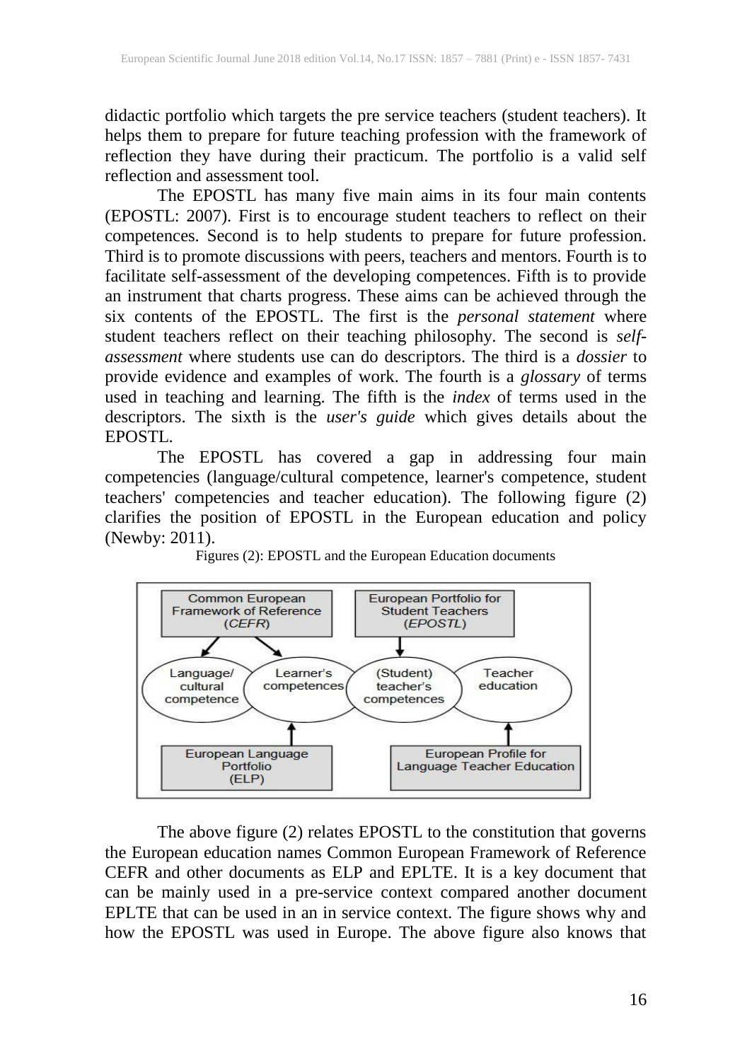didactic portfolio which targets the pre service teachers (student teachers). It helps them to prepare for future teaching profession with the framework of reflection they have during their practicum. The portfolio is a valid self reflection and assessment tool.

The EPOSTL has many five main aims in its four main contents (EPOSTL: 2007). First is to encourage student teachers to reflect on their competences. Second is to help students to prepare for future profession. Third is to promote discussions with peers, teachers and mentors. Fourth is to facilitate self-assessment of the developing competences. Fifth is to provide an instrument that charts progress. These aims can be achieved through the six contents of the EPOSTL. The first is the *personal statement* where student teachers reflect on their teaching philosophy. The second is *self-assessment* where students use can do descriptors. The third is a *dossier* to provide evidence and examples of work. The fourth is a *glossary* of terms used in teaching and learning. The fifth is the *index* of terms used in the descriptors. The sixth is the *user's guide* which gives details about the EPOSTL.

The EPOSTL has covered a gap in addressing four main competencies (language/cultural competence, learner's competence, student teachers' competencies and teacher education). The following figure (2) clarifies the position of EPOSTL in the European education and policy (Newby: 2011).

Figures (2): EPOSTL and the European Education documents

Common European Framework of Reference (*CEFR*)

European Portfolio for Student Teachers (*EPOSTL*)

Language/ cultural competence

Learner's competences

(Student) teacher's competences

Teacher education

European Language Portfolio (ELP)

European Profile for Language Teacher Education

The above figure (2) relates EPOSTL to the constitution that governs the European education names Common European Framework of Reference CEFR and other documents as ELP and EPLTE. It is a key document that can be mainly used in a pre-service context compared another document EPLTE that can be used in an in service context. The figure shows why and how the EPOSTL was used in Europe. The above figure also knows that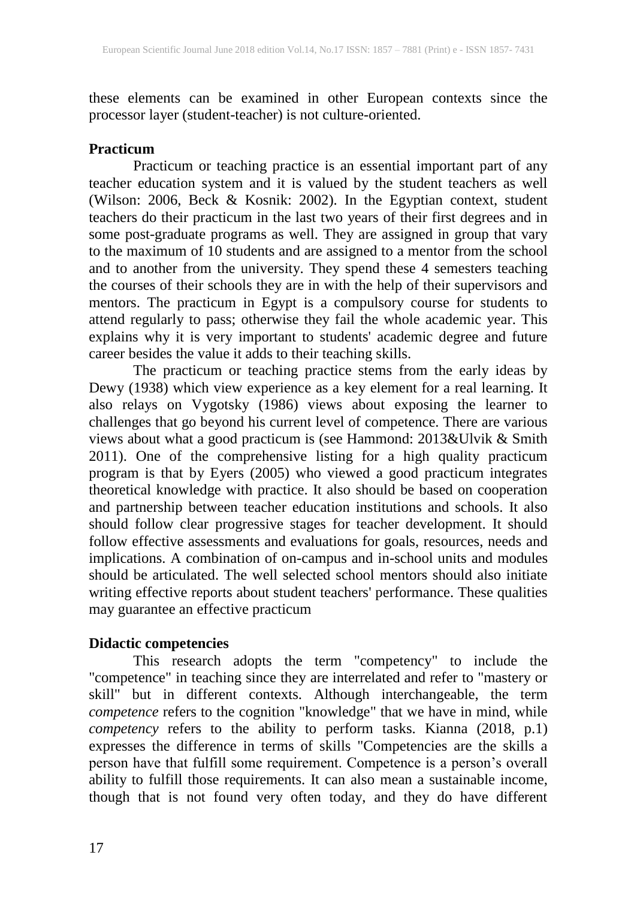these elements can be examined in other European contexts since the processor layer (student-teacher) is not culture-oriented.

**Practicum**

Practicum or teaching practice is an essential important part of any teacher education system and it is valued by the student teachers as well (Wilson: 2006, Beck & Kosnik: 2002). In the Egyptian context, student teachers do their practicum in the last two years of their first degrees and in some post-graduate programs as well. They are assigned in group that vary to the maximum of 10 students and are assigned to a mentor from the school and to another from the university. They spend these 4 semesters teaching the courses of their schools they are in with the help of their supervisors and mentors. The practicum in Egypt is a compulsory course for students to attend regularly to pass; otherwise they fail the whole academic year. This explains why it is very important to students' academic degree and future career besides the value it adds to their teaching skills.

The practicum or teaching practice stems from the early ideas by Dewy (1938) which view experience as a key element for a real learning. It also relays on Vygotsky (1986) views about exposing the learner to challenges that go beyond his current level of competence. There are various views about what a good practicum is (see Hammond: 2013&Ulvik & Smith 2011). One of the comprehensive listing for a high quality practicum program is that by Eyers (2005) who viewed a good practicum integrates theoretical knowledge with practice. It also should be based on cooperation and partnership between teacher education institutions and schools. It also should follow clear progressive stages for teacher development. It should follow effective assessments and evaluations for goals, resources, needs and implications. A combination of on-campus and in-school units and modules should be articulated. The well selected school mentors should also initiate writing effective reports about student teachers' performance. These qualities may guarantee an effective practicum

**Didactic competencies**

This research adopts the term "competency" to include the "competence" in teaching since they are interrelated and refer to "mastery or skill" but in different contexts. Although interchangeable, the term *competence* refers to the cognition "knowledge" that we have in mind, while *competency* refers to the ability to perform tasks. Kianna (2018, p.1) expresses the difference in terms of skills "Competencies are the skills a person have that fulfill some requirement. Competence is a person's overall ability to fulfill those requirements. It can also mean a sustainable income, though that is not found very often today, and they do have different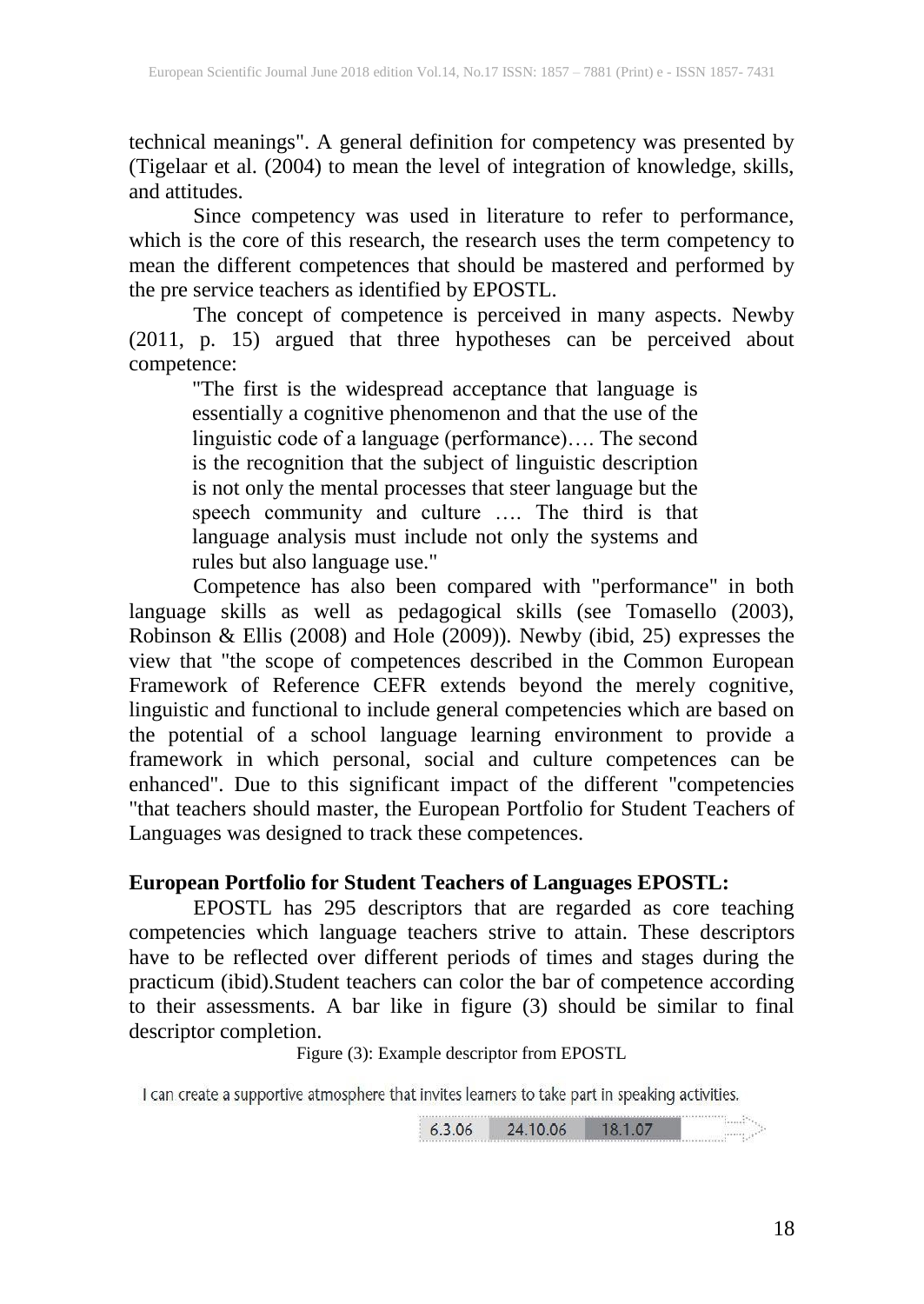technical meanings". A general definition for competency was presented by (Tigelaar et al. (2004) to mean the level of integration of knowledge, skills, and attitudes.

Since competency was used in literature to refer to performance, which is the core of this research, the research uses the term competency to mean the different competences that should be mastered and performed by the pre service teachers as identified by EPOSTL.

The concept of competence is perceived in many aspects. Newby (2011, p. 15) argued that three hypotheses can be perceived about competence:

> "The first is the widespread acceptance that language is essentially a cognitive phenomenon and that the use of the linguistic code of a language (performance)…. The second is the recognition that the subject of linguistic description is not only the mental processes that steer language but the speech community and culture …. The third is that language analysis must include not only the systems and rules but also language use."

Competence has also been compared with "performance" in both language skills as well as pedagogical skills (see Tomasello (2003), Robinson & Ellis (2008) and Hole (2009)). Newby (ibid, 25) expresses the view that "the scope of competences described in the Common European Framework of Reference CEFR extends beyond the merely cognitive, linguistic and functional to include general competencies which are based on the potential of a school language learning environment to provide a framework in which personal, social and culture competences can be enhanced". Due to this significant impact of the different "competencies "that teachers should master, the European Portfolio for Student Teachers of Languages was designed to track these competences.

**European Portfolio for Student Teachers of Languages EPOSTL:**

EPOSTL has 295 descriptors that are regarded as core teaching competencies which language teachers strive to attain. These descriptors have to be reflected over different periods of times and stages during the practicum (ibid).Student teachers can color the bar of competence according to their assessments. A bar like in figure (3) should be similar to final descriptor completion.

Figure (3): Example descriptor from EPOSTL

I can create a supportive atmosphere that invites learners to take part in speaking activities.

| 6.3.06 | 24.10.06 | 18.1.07 | |
|---|---|---|---|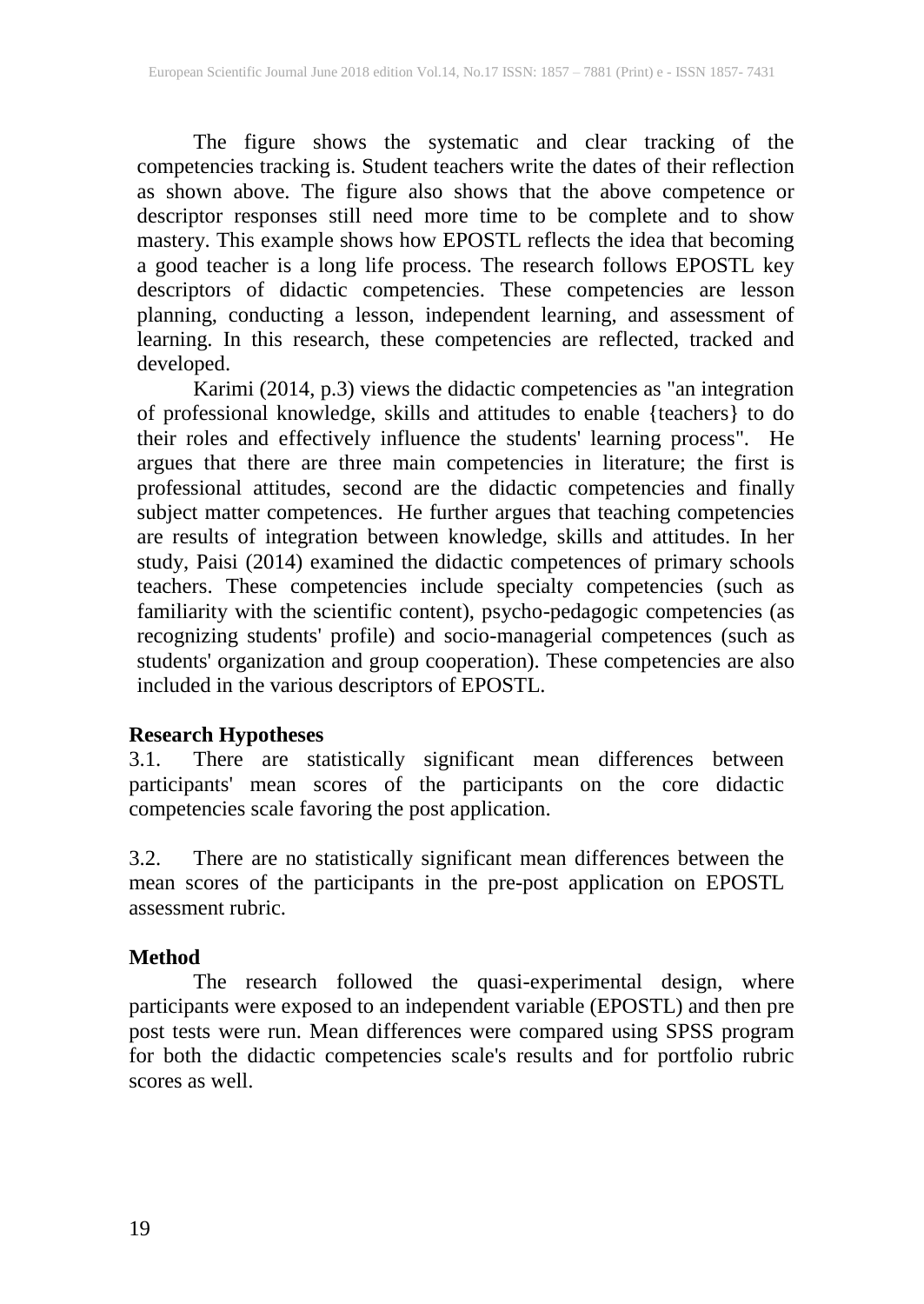The figure shows the systematic and clear tracking of the competencies tracking is. Student teachers write the dates of their reflection as shown above. The figure also shows that the above competence or descriptor responses still need more time to be complete and to show mastery. This example shows how EPOSTL reflects the idea that becoming a good teacher is a long life process. The research follows EPOSTL key descriptors of didactic competencies. These competencies are lesson planning, conducting a lesson, independent learning, and assessment of learning. In this research, these competencies are reflected, tracked and developed.

Karimi (2014, p.3) views the didactic competencies as "an integration of professional knowledge, skills and attitudes to enable {teachers} to do their roles and effectively influence the students' learning process". He argues that there are three main competencies in literature; the first is professional attitudes, second are the didactic competencies and finally subject matter competences. He further argues that teaching competencies are results of integration between knowledge, skills and attitudes. In her study, Paisi (2014) examined the didactic competences of primary schools teachers. These competencies include specialty competencies (such as familiarity with the scientific content), psycho-pedagogic competencies (as recognizing students' profile) and socio-managerial competences (such as students' organization and group cooperation). These competencies are also included in the various descriptors of EPOSTL.

## Research Hypotheses

3.1. There are statistically significant mean differences between participants' mean scores of the participants on the core didactic competencies scale favoring the post application.

3.2. There are no statistically significant mean differences between the mean scores of the participants in the pre-post application on EPOSTL assessment rubric.

## Method

The research followed the quasi-experimental design, where participants were exposed to an independent variable (EPOSTL) and then pre post tests were run. Mean differences were compared using SPSS program for both the didactic competencies scale's results and for portfolio rubric scores as well.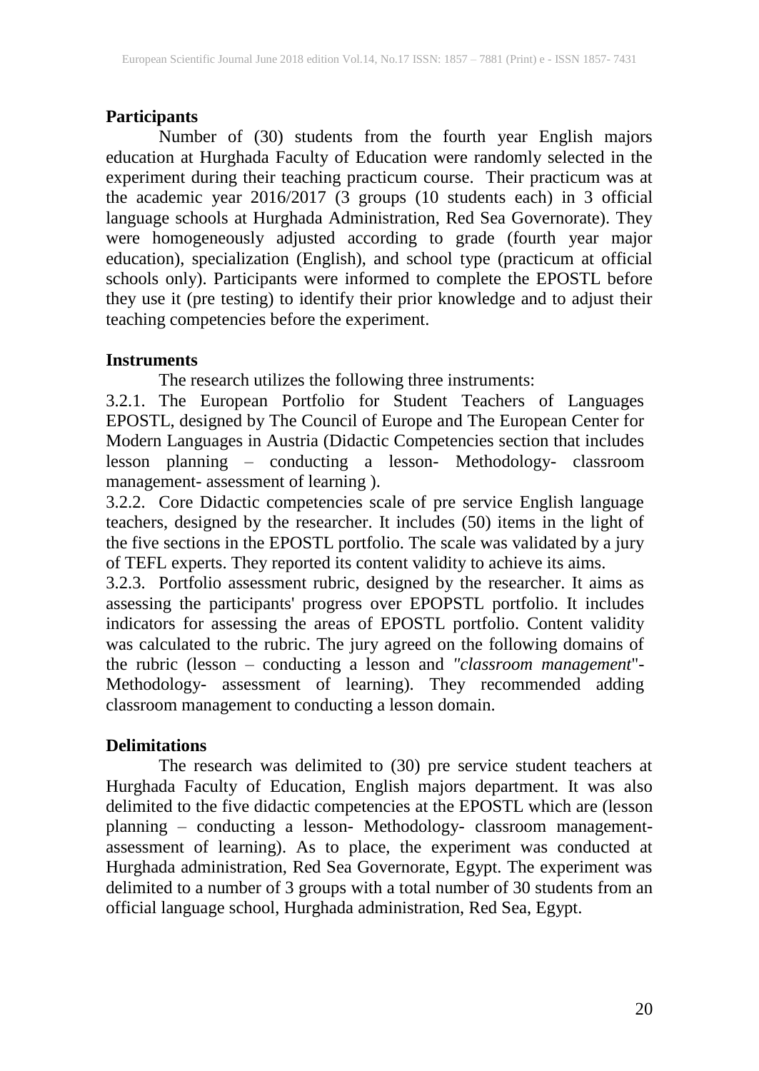## Participants

Number of (30) students from the fourth year English majors education at Hurghada Faculty of Education were randomly selected in the experiment during their teaching practicum course. Their practicum was at the academic year 2016/2017 (3 groups (10 students each) in 3 official language schools at Hurghada Administration, Red Sea Governorate). They were homogeneously adjusted according to grade (fourth year major education), specialization (English), and school type (practicum at official schools only). Participants were informed to complete the EPOSTL before they use it (pre testing) to identify their prior knowledge and to adjust their teaching competencies before the experiment.

## Instruments

The research utilizes the following three instruments:

3.2.1. The European Portfolio for Student Teachers of Languages EPOSTL, designed by The Council of Europe and The European Center for Modern Languages in Austria (Didactic Competencies section that includes lesson planning – conducting a lesson- Methodology- classroom management- assessment of learning ).

3.2.2. Core Didactic competencies scale of pre service English language teachers, designed by the researcher. It includes (50) items in the light of the five sections in the EPOSTL portfolio. The scale was validated by a jury of TEFL experts. They reported its content validity to achieve its aims.

3.2.3. Portfolio assessment rubric, designed by the researcher. It aims as assessing the participants' progress over EPOPSTL portfolio. It includes indicators for assessing the areas of EPOSTL portfolio. Content validity was calculated to the rubric. The jury agreed on the following domains of the rubric (lesson – conducting a lesson and *"classroom management*"- Methodology- assessment of learning). They recommended adding classroom management to conducting a lesson domain.

## Delimitations

The research was delimited to (30) pre service student teachers at Hurghada Faculty of Education, English majors department. It was also delimited to the five didactic competencies at the EPOSTL which are (lesson planning – conducting a lesson- Methodology- classroom management- assessment of learning). As to place, the experiment was conducted at Hurghada administration, Red Sea Governorate, Egypt. The experiment was delimited to a number of 3 groups with a total number of 30 students from an official language school, Hurghada administration, Red Sea, Egypt.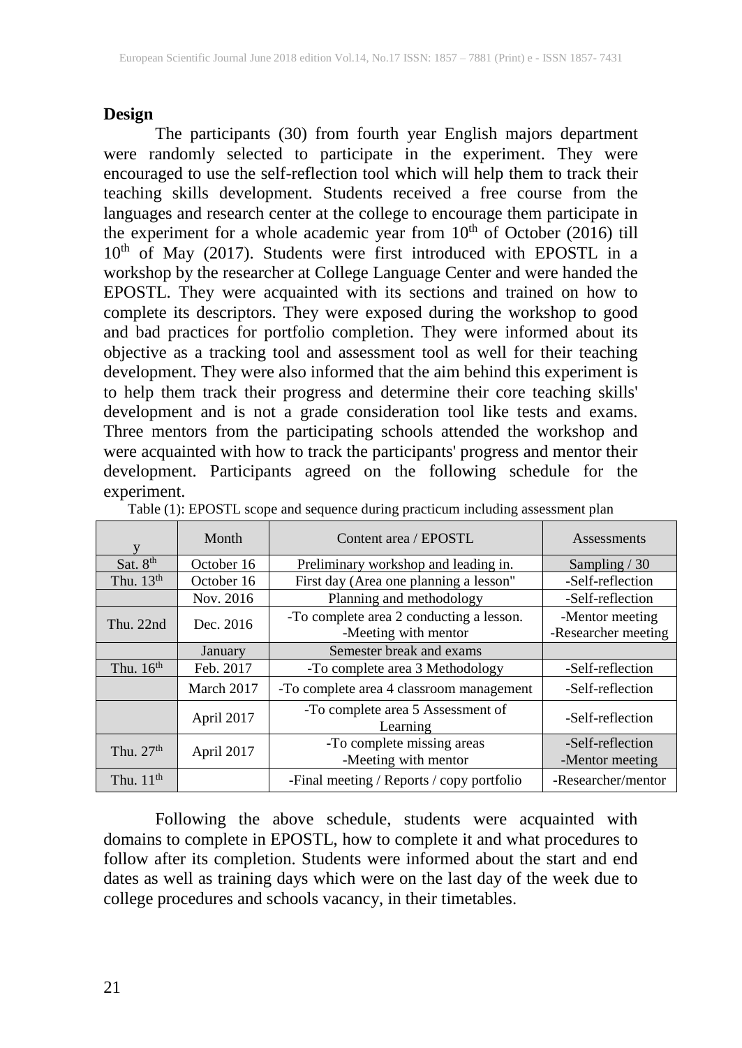**Design**

The participants (30) from fourth year English majors department were randomly selected to participate in the experiment. They were encouraged to use the self-reflection tool which will help them to track their teaching skills development. Students received a free course from the languages and research center at the college to encourage them participate in the experiment for a whole academic year from 10th of October (2016) till 10th of May (2017). Students were first introduced with EPOSTL in a workshop by the researcher at College Language Center and were handed the EPOSTL. They were acquainted with its sections and trained on how to complete its descriptors. They were exposed during the workshop to good and bad practices for portfolio completion. They were informed about its objective as a tracking tool and assessment tool as well for their teaching development. They were also informed that the aim behind this experiment is to help them track their progress and determine their core teaching skills' development and is not a grade consideration tool like tests and exams. Three mentors from the participating schools attended the workshop and were acquainted with how to track the participants' progress and mentor their development. Participants agreed on the following schedule for the experiment.

Table (1): EPOSTL scope and sequence during practicum including assessment plan

| y | Month | Content area / EPOSTL | Assessments |
|---|---|---|---|
| Sat. 8th | October 16 | Preliminary workshop and leading in. | Sampling / 30 |
| Thu. 13th | October 16 | First day (Area one planning a lesson" | -Self-reflection |
| | Nov. 2016 | Planning and methodology | -Self-reflection |
| Thu. 22nd | Dec. 2016 | -To complete area 2 conducting a lesson. -Meeting with mentor | -Mentor meeting -Researcher meeting |
| | January | Semester break and exams | |
| Thu. 16th | Feb. 2017 | -To complete area 3 Methodology | -Self-reflection |
| | March 2017 | -To complete area 4 classroom management | -Self-reflection |
| | April 2017 | -To complete area 5 Assessment of Learning | -Self-reflection |
| Thu. 27th | April 2017 | -To complete missing areas -Meeting with mentor | -Self-reflection -Mentor meeting |
| Thu. 11th | | -Final meeting / Reports / copy portfolio | -Researcher/mentor |

Following the above schedule, students were acquainted with domains to complete in EPOSTL, how to complete it and what procedures to follow after its completion. Students were informed about the start and end dates as well as training days which were on the last day of the week due to college procedures and schools vacancy, in their timetables.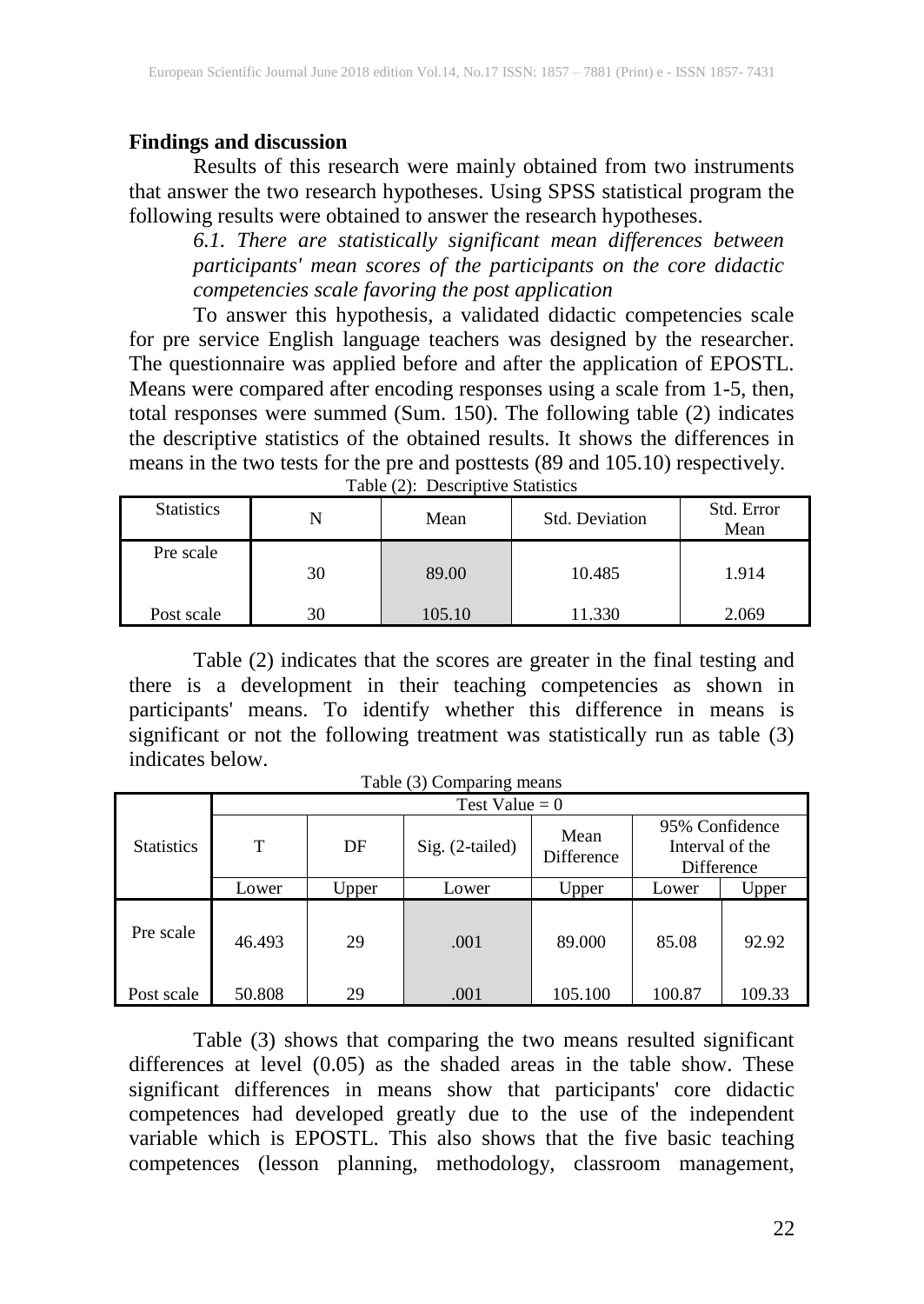## Findings and discussion

Results of this research were mainly obtained from two instruments that answer the two research hypotheses. Using SPSS statistical program the following results were obtained to answer the research hypotheses.

*6.1. There are statistically significant mean differences between participants' mean scores of the participants on the core didactic competencies scale favoring the post application*

To answer this hypothesis, a validated didactic competencies scale for pre service English language teachers was designed by the researcher. The questionnaire was applied before and after the application of EPOSTL. Means were compared after encoding responses using a scale from 1-5, then, total responses were summed (Sum. 150). The following table (2) indicates the descriptive statistics of the obtained results. It shows the differences in means in the two tests for the pre and posttests (89 and 105.10) respectively.

Table (2): Descriptive Statistics

| Statistics | N | Mean | Std. Deviation | Std. Error Mean |
|---|---|---|---|---|
| Pre scale | 30 | 89.00 | 10.485 | 1.914 |
| Post scale | 30 | 105.10 | 11.330 | 2.069 |

Table (2) indicates that the scores are greater in the final testing and there is a development in their teaching competencies as shown in participants' means. To identify whether this difference in means is significant or not the following treatment was statistically run as table (3) indicates below.

Table (3) Comparing means

| Statistics | Test Value = 0 | | | | | |
|---|---|---|---|---|---|---|
| | T | DF | Sig. (2-tailed) | Mean Difference | 95% Confidence Interval of the Difference | |
| | Lower | Upper | Lower | Upper | Lower | Upper |
| Pre scale | 46.493 | 29 | .001 | 89.000 | 85.08 | 92.92 |
| Post scale | 50.808 | 29 | .001 | 105.100 | 100.87 | 109.33 |

Table (3) shows that comparing the two means resulted significant differences at level (0.05) as the shaded areas in the table show. These significant differences in means show that participants' core didactic competences had developed greatly due to the use of the independent variable which is EPOSTL. This also shows that the five basic teaching competences (lesson planning, methodology, classroom management,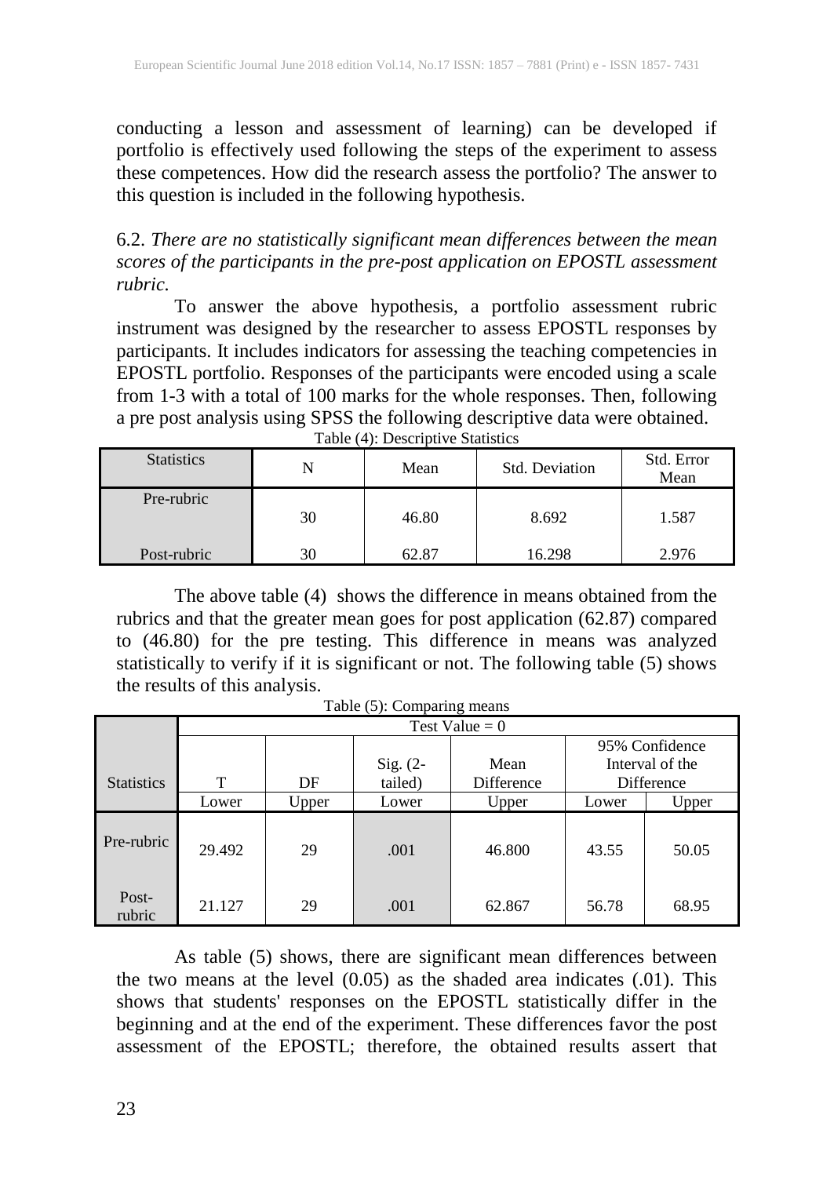conducting a lesson and assessment of learning) can be developed if portfolio is effectively used following the steps of the experiment to assess these competences. How did the research assess the portfolio? The answer to this question is included in the following hypothesis.

6.2. *There are no statistically significant mean differences between the mean scores of the participants in the pre-post application on EPOSTL assessment rubric.*

To answer the above hypothesis, a portfolio assessment rubric instrument was designed by the researcher to assess EPOSTL responses by participants. It includes indicators for assessing the teaching competencies in EPOSTL portfolio. Responses of the participants were encoded using a scale from 1-3 with a total of 100 marks for the whole responses. Then, following a pre post analysis using SPSS the following descriptive data were obtained.

Table (4): Descriptive Statistics

| Statistics | N | Mean | Std. Deviation | Std. Error Mean |
|---|---|---|---|---|
| Pre-rubric | 30 | 46.80 | 8.692 | 1.587 |
| Post-rubric | 30 | 62.87 | 16.298 | 2.976 |

The above table (4) shows the difference in means obtained from the rubrics and that the greater mean goes for post application (62.87) compared to (46.80) for the pre testing. This difference in means was analyzed statistically to verify if it is significant or not. The following table (5) shows the results of this analysis.

Table (5): Comparing means

| | Test Value = 0 | | | | | |
|---|---|---|---|---|---|---|
| Statistics | T | DF | Sig. (2-tailed) | Mean Difference | 95% Confidence Interval of the Difference | |
| | Lower | Upper | Lower | Upper | Lower | Upper |
| Pre-rubric | 29.492 | 29 | .001 | 46.800 | 43.55 | 50.05 |
| Post-rubric | 21.127 | 29 | .001 | 62.867 | 56.78 | 68.95 |

As table (5) shows, there are significant mean differences between the two means at the level (0.05) as the shaded area indicates (.01). This shows that students' responses on the EPOSTL statistically differ in the beginning and at the end of the experiment. These differences favor the post assessment of the EPOSTL; therefore, the obtained results assert that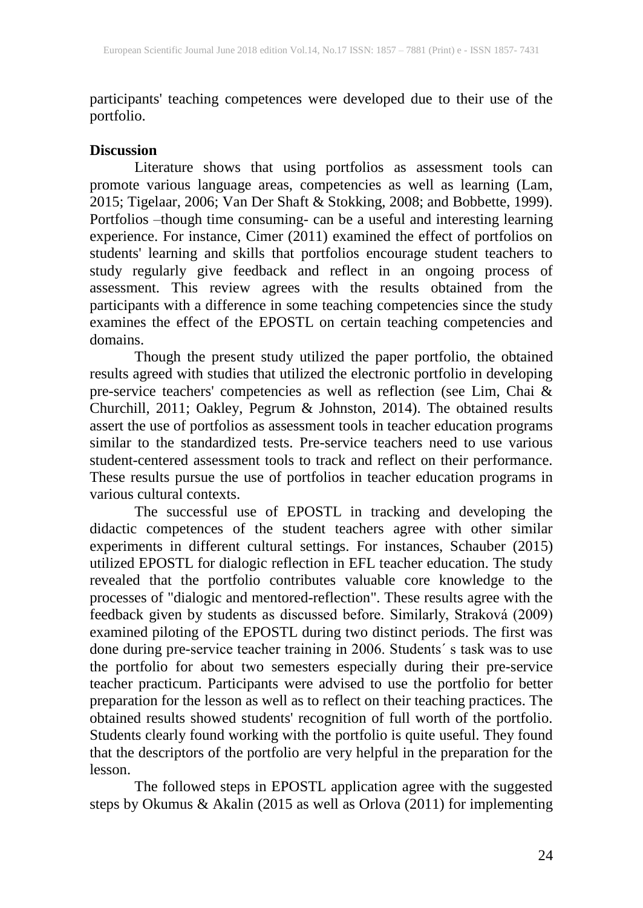participants' teaching competences were developed due to their use of the portfolio.

**Discussion**

Literature shows that using portfolios as assessment tools can promote various language areas, competencies as well as learning (Lam, 2015; Tigelaar, 2006; Van Der Shaft & Stokking, 2008; and Bobbette, 1999). Portfolios –though time consuming- can be a useful and interesting learning experience. For instance, Cimer (2011) examined the effect of portfolios on students' learning and skills that portfolios encourage student teachers to study regularly give feedback and reflect in an ongoing process of assessment. This review agrees with the results obtained from the participants with a difference in some teaching competencies since the study examines the effect of the EPOSTL on certain teaching competencies and domains.

Though the present study utilized the paper portfolio, the obtained results agreed with studies that utilized the electronic portfolio in developing pre-service teachers' competencies as well as reflection (see Lim, Chai & Churchill, 2011; Oakley, Pegrum & Johnston, 2014). The obtained results assert the use of portfolios as assessment tools in teacher education programs similar to the standardized tests. Pre-service teachers need to use various student-centered assessment tools to track and reflect on their performance. These results pursue the use of portfolios in teacher education programs in various cultural contexts.

The successful use of EPOSTL in tracking and developing the didactic competences of the student teachers agree with other similar experiments in different cultural settings. For instances, Schauber (2015) utilized EPOSTL for dialogic reflection in EFL teacher education. The study revealed that the portfolio contributes valuable core knowledge to the processes of "dialogic and mentored-reflection". These results agree with the feedback given by students as discussed before. Similarly, Straková (2009) examined piloting of the EPOSTL during two distinct periods. The first was done during pre-service teacher training in 2006. Students´ s task was to use the portfolio for about two semesters especially during their pre-service teacher practicum. Participants were advised to use the portfolio for better preparation for the lesson as well as to reflect on their teaching practices. The obtained results showed students' recognition of full worth of the portfolio. Students clearly found working with the portfolio is quite useful. They found that the descriptors of the portfolio are very helpful in the preparation for the lesson.

The followed steps in EPOSTL application agree with the suggested steps by Okumus & Akalin (2015 as well as Orlova (2011) for implementing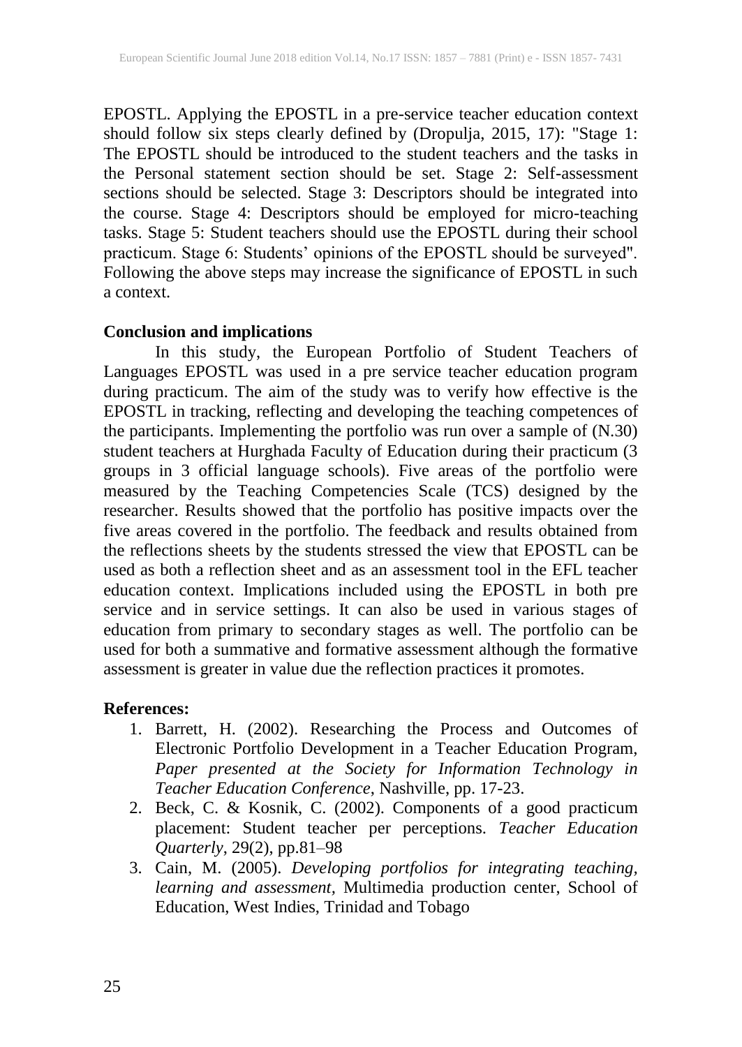EPOSTL. Applying the EPOSTL in a pre-service teacher education context should follow six steps clearly defined by (Dropulja, 2015, 17): "Stage 1: The EPOSTL should be introduced to the student teachers and the tasks in the Personal statement section should be set. Stage 2: Self-assessment sections should be selected. Stage 3: Descriptors should be integrated into the course. Stage 4: Descriptors should be employed for micro-teaching tasks. Stage 5: Student teachers should use the EPOSTL during their school practicum. Stage 6: Students' opinions of the EPOSTL should be surveyed". Following the above steps may increase the significance of EPOSTL in such a context.

**Conclusion and implications**

In this study, the European Portfolio of Student Teachers of Languages EPOSTL was used in a pre service teacher education program during practicum. The aim of the study was to verify how effective is the EPOSTL in tracking, reflecting and developing the teaching competences of the participants. Implementing the portfolio was run over a sample of (N.30) student teachers at Hurghada Faculty of Education during their practicum (3 groups in 3 official language schools). Five areas of the portfolio were measured by the Teaching Competencies Scale (TCS) designed by the researcher. Results showed that the portfolio has positive impacts over the five areas covered in the portfolio. The feedback and results obtained from the reflections sheets by the students stressed the view that EPOSTL can be used as both a reflection sheet and as an assessment tool in the EFL teacher education context. Implications included using the EPOSTL in both pre service and in service settings. It can also be used in various stages of education from primary to secondary stages as well. The portfolio can be used for both a summative and formative assessment although the formative assessment is greater in value due the reflection practices it promotes.

**References:**

1. Barrett, H. (2002). Researching the Process and Outcomes of Electronic Portfolio Development in a Teacher Education Program, *Paper presented at the Society for Information Technology in Teacher Education Conference*, Nashville, pp. 17-23.
2. Beck, C. & Kosnik, C. (2002). Components of a good practicum placement: Student teacher per perceptions. *Teacher Education Quarterly*, 29(2), pp.81–98
3. Cain, M. (2005). *Developing portfolios for integrating teaching, learning and assessment*, Multimedia production center, School of Education, West Indies, Trinidad and Tobago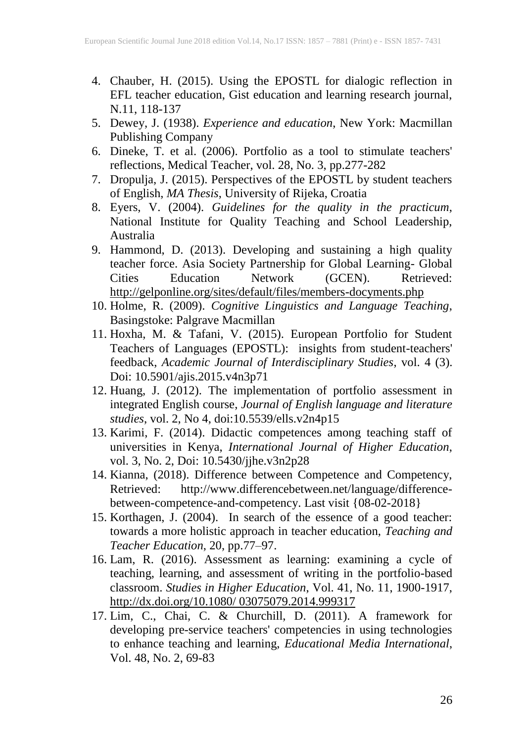4. Chauber, H. (2015). Using the EPOSTL for dialogic reflection in EFL teacher education, Gist education and learning research journal, N.11, 118-137
5. Dewey, J. (1938). *Experience and education*, New York: Macmillan Publishing Company
6. Dineke, T. et al. (2006). Portfolio as a tool to stimulate teachers' reflections, Medical Teacher, vol. 28, No. 3, pp.277-282
7. Dropulja, J. (2015). Perspectives of the EPOSTL by student teachers of English, *MA Thesis*, University of Rijeka, Croatia
8. Eyers, V. (2004). *Guidelines for the quality in the practicum*, National Institute for Quality Teaching and School Leadership, Australia
9. Hammond, D. (2013). Developing and sustaining a high quality teacher force. Asia Society Partnership for Global Learning- Global Cities Education Network (GCEN). Retrieved: http://gelponline.org/sites/default/files/members-docyments.php
10. Holme, R. (2009). *Cognitive Linguistics and Language Teaching*, Basingstoke: Palgrave Macmillan
11. Hoxha, M. & Tafani, V. (2015). European Portfolio for Student Teachers of Languages (EPOSTL): insights from student-teachers' feedback, *Academic Journal of Interdisciplinary Studies*, vol. 4 (3). Doi: 10.5901/ajis.2015.v4n3p71
12. Huang, J. (2012). The implementation of portfolio assessment in integrated English course, *Journal of English language and literature studies*, vol. 2, No 4, doi:10.5539/ells.v2n4p15
13. Karimi, F. (2014). Didactic competences among teaching staff of universities in Kenya, *International Journal of Higher Education*, vol. 3, No. 2, Doi: 10.5430/jjhe.v3n2p28
14. Kianna, (2018). Difference between Competence and Competency, Retrieved: http://www.differencebetween.net/language/difference-between-competence-and-competency. Last visit {08-02-2018}
15. Korthagen, J. (2004). In search of the essence of a good teacher: towards a more holistic approach in teacher education, *Teaching and Teacher Education*, 20, pp.77–97.
16. Lam, R. (2016). Assessment as learning: examining a cycle of teaching, learning, and assessment of writing in the portfolio-based classroom. *Studies in Higher Education*, Vol. 41, No. 11, 1900-1917, http://dx.doi.org/10.1080/ 03075079.2014.999317
17. Lim, C., Chai, C. & Churchill, D. (2011). A framework for developing pre-service teachers' competencies in using technologies to enhance teaching and learning, *Educational Media International*, Vol. 48, No. 2, 69-83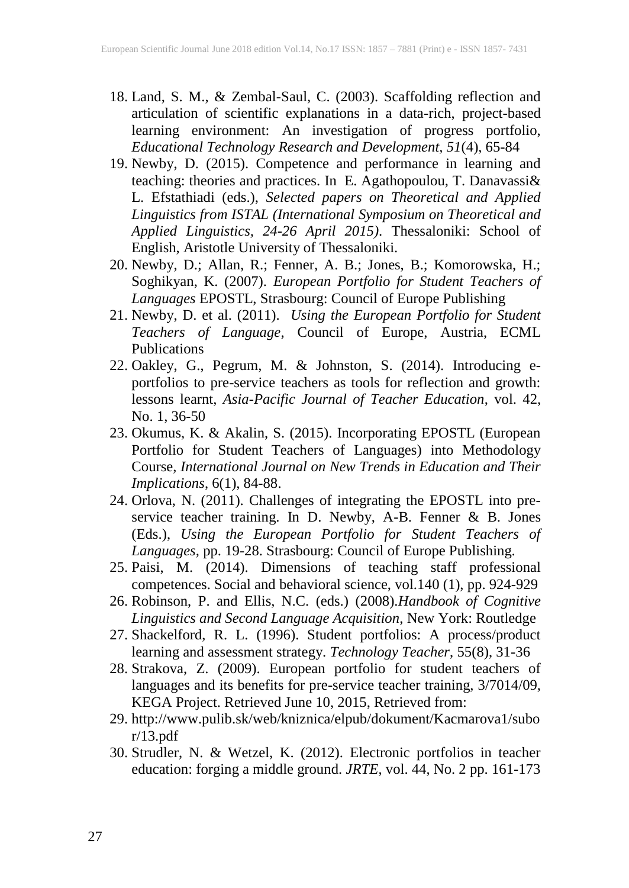18. Land, S. M., & Zembal-Saul, C. (2003). Scaffolding reflection and articulation of scientific explanations in a data-rich, project-based learning environment: An investigation of progress portfolio, *Educational Technology Research and Development*, *51*(4), 65-84
19. Newby, D. (2015). Competence and performance in learning and teaching: theories and practices. In E. Agathopoulou, T. Danavassi& L. Efstathiadi (eds.), *Selected papers on Theoretical and Applied Linguistics from ISTAL (International Symposium on Theoretical and Applied Linguistics, 24-26 April 2015)*. Thessaloniki: School of English, Aristotle University of Thessaloniki.
20. Newby, D.; Allan, R.; Fenner, A. B.; Jones, B.; Komorowska, H.; Soghikyan, K. (2007). *European Portfolio for Student Teachers of Languages* EPOSTL, Strasbourg: Council of Europe Publishing
21. Newby, D. et al. (2011). *Using the European Portfolio for Student Teachers of Language*, Council of Europe, Austria, ECML Publications
22. Oakley, G., Pegrum, M. & Johnston, S. (2014). Introducing e-portfolios to pre-service teachers as tools for reflection and growth: lessons learnt, *Asia-Pacific Journal of Teacher Education*, vol. 42, No. 1, 36-50
23. Okumus, K. & Akalin, S. (2015). Incorporating EPOSTL (European Portfolio for Student Teachers of Languages) into Methodology Course, *International Journal on New Trends in Education and Their Implications*, 6(1), 84-88.
24. Orlova, N. (2011). Challenges of integrating the EPOSTL into pre-service teacher training. In D. Newby, A-B. Fenner & B. Jones (Eds.), *Using the European Portfolio for Student Teachers of Languages*, pp. 19-28. Strasbourg: Council of Europe Publishing.
25. Paisi, M. (2014). Dimensions of teaching staff professional competences. Social and behavioral science, vol.140 (1), pp. 924-929
26. Robinson, P. and Ellis, N.C. (eds.) (2008).*Handbook of Cognitive Linguistics and Second Language Acquisition*, New York: Routledge
27. Shackelford, R. L. (1996). Student portfolios: A process/product learning and assessment strategy. *Technology Teacher*, 55(8), 31-36
28. Strakova, Z. (2009). European portfolio for student teachers of languages and its benefits for pre-service teacher training, 3/7014/09, KEGA Project. Retrieved June 10, 2015, Retrieved from:
29. http://www.pulib.sk/web/kniznica/elpub/dokument/Kacmarova1/subor/13.pdf
30. Strudler, N. & Wetzel, K. (2012). Electronic portfolios in teacher education: forging a middle ground. *JRTE*, vol. 44, No. 2 pp. 161-173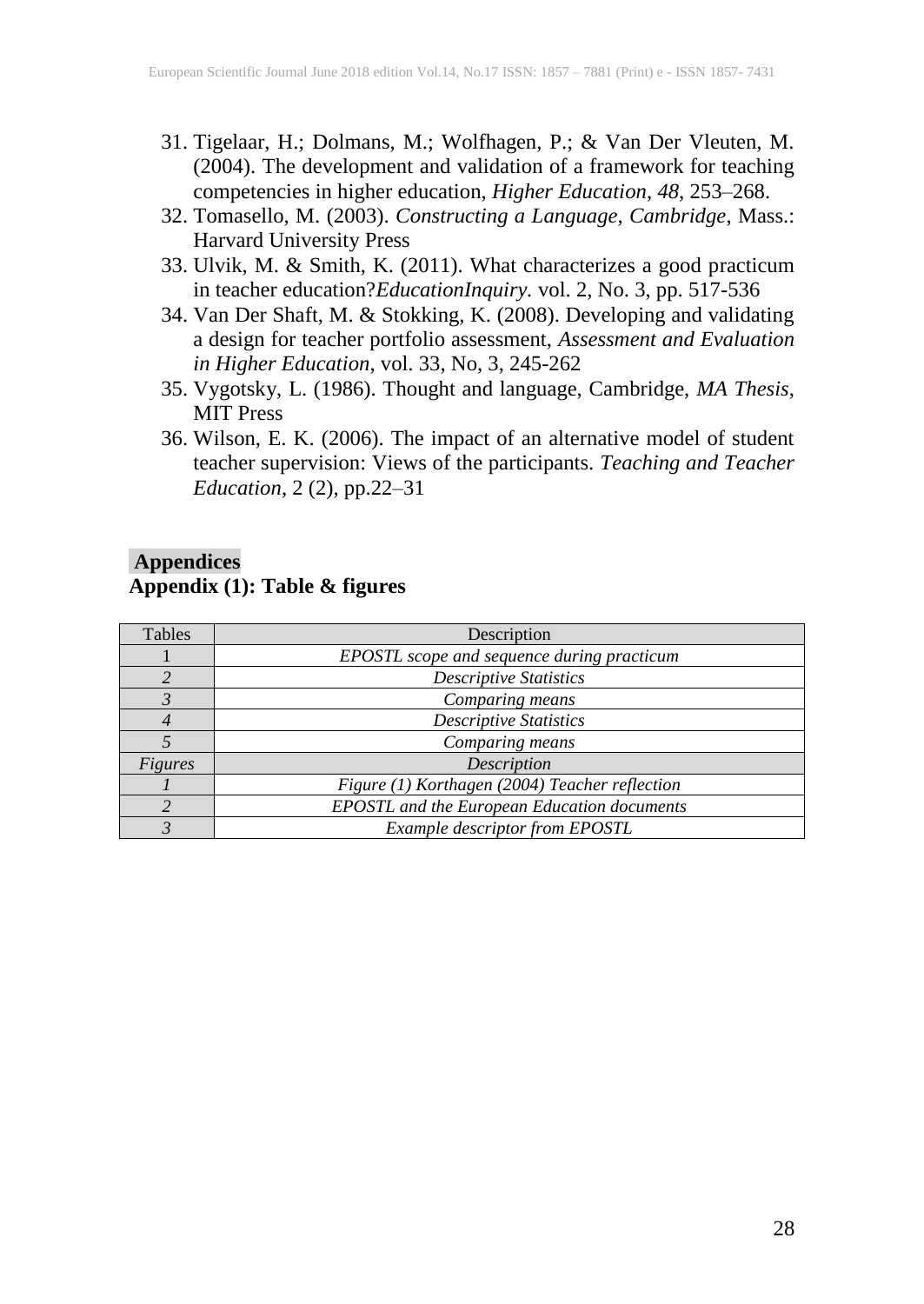31. Tigelaar, H.; Dolmans, M.; Wolfhagen, P.; & Van Der Vleuten, M. (2004). The development and validation of a framework for teaching competencies in higher education, *Higher Education*, *48*, 253–268.
32. Tomasello, M. (2003). *Constructing a Language, Cambridge*, Mass.: Harvard University Press
33. Ulvik, M. & Smith, K. (2011). What characterizes a good practicum in teacher education?*EducationInquiry.* vol. 2, No. 3, pp. 517-536
34. Van Der Shaft, M. & Stokking, K. (2008). Developing and validating a design for teacher portfolio assessment, *Assessment and Evaluation in Higher Education*, vol. 33, No, 3, 245-262
35. Vygotsky, L. (1986). Thought and language, Cambridge, *MA Thesis*, MIT Press
36. Wilson, E. K. (2006). The impact of an alternative model of student teacher supervision: Views of the participants. *Teaching and Teacher Education*, 2 (2), pp.22–31

## Appendices

### Appendix (1): Table & figures

| Tables | Description |
|---|---|
| 1 | *EPOSTL scope and sequence during practicum* |
| *2* | *Descriptive Statistics* |
| *3* | *Comparing means* |
| *4* | *Descriptive Statistics* |
| *5* | *Comparing means* |
| *Figures* | *Description* |
| *1* | *Figure (1) Korthagen (2004) Teacher reflection* |
| *2* | *EPOSTL and the European Education documents* |
| *3* | *Example descriptor from EPOSTL* |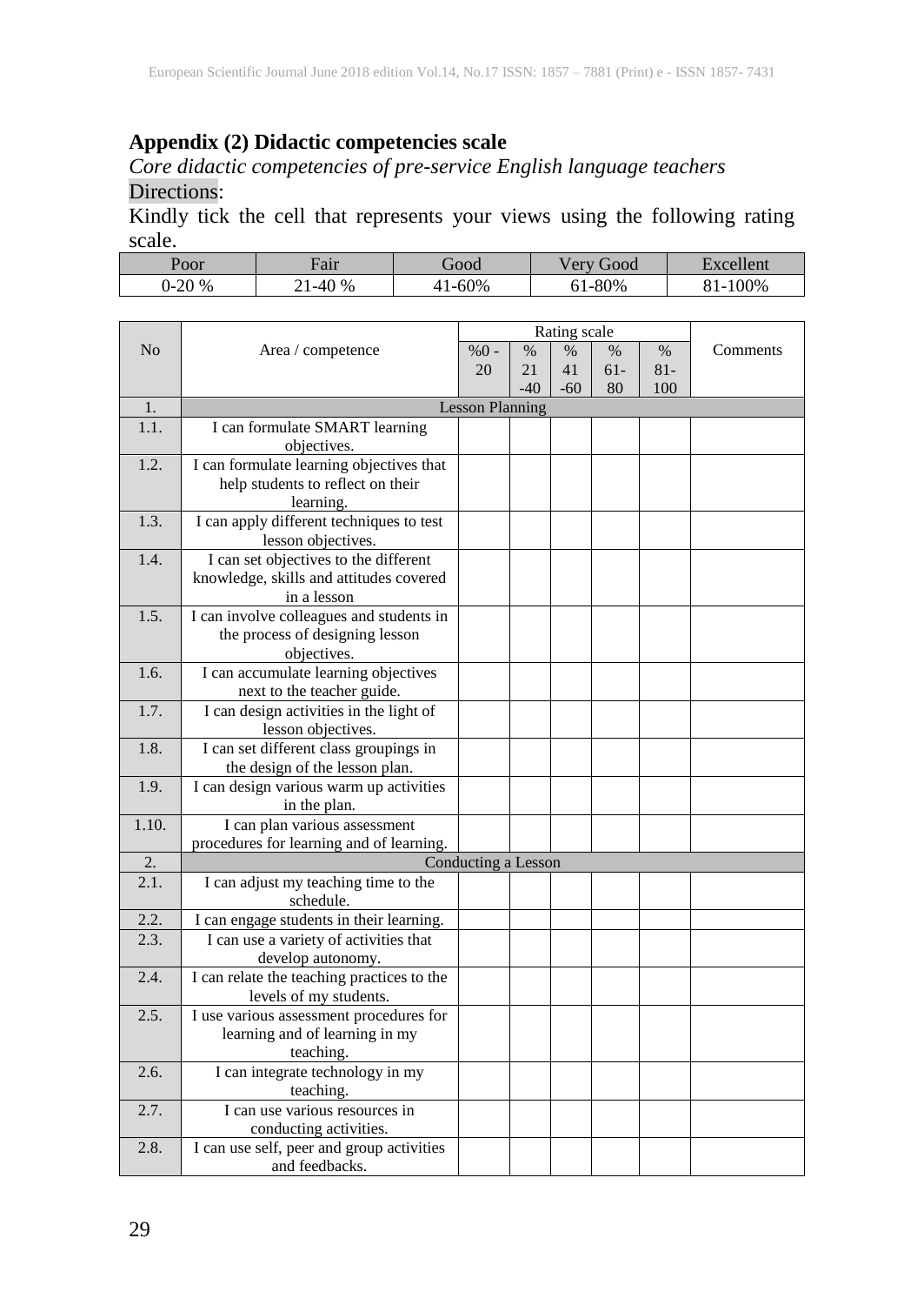**Appendix (2) Didactic competencies scale**

*Core didactic competencies of pre-service English language teachers*

Directions:

Kindly tick the cell that represents your views using the following rating scale.

| Poor | Fair | Good | Very Good | Excellent |
|---|---|---|---|---|
| 0-20 % | 21-40 % | 41-60% | 61-80% | 81-100% |

| No | Area / competence | Rating scale | | | | | Comments |
|---|---|---|---|---|---|---|---|
| | | %0 - 20 | % 21 -40 | % 41 -60 | % 61- 80 | % 81- 100 | |
| 1. | Lesson Planning | | | | | | |
| 1.1. | I can formulate SMART learning objectives. | | | | | | |
| 1.2. | I can formulate learning objectives that help students to reflect on their learning. | | | | | | |
| 1.3. | I can apply different techniques to test lesson objectives. | | | | | | |
| 1.4. | I can set objectives to the different knowledge, skills and attitudes covered in a lesson | | | | | | |
| 1.5. | I can involve colleagues and students in the process of designing lesson objectives. | | | | | | |
| 1.6. | I can accumulate learning objectives next to the teacher guide. | | | | | | |
| 1.7. | I can design activities in the light of lesson objectives. | | | | | | |
| 1.8. | I can set different class groupings in the design of the lesson plan. | | | | | | |
| 1.9. | I can design various warm up activities in the plan. | | | | | | |
| 1.10. | I can plan various assessment procedures for learning and of learning. | | | | | | |
| 2. | Conducting a Lesson | | | | | | |
| 2.1. | I can adjust my teaching time to the schedule. | | | | | | |
| 2.2. | I can engage students in their learning. | | | | | | |
| 2.3. | I can use a variety of activities that develop autonomy. | | | | | | |
| 2.4. | I can relate the teaching practices to the levels of my students. | | | | | | |
| 2.5. | I use various assessment procedures for learning and of learning in my teaching. | | | | | | |
| 2.6. | I can integrate technology in my teaching. | | | | | | |
| 2.7. | I can use various resources in conducting activities. | | | | | | |
| 2.8. | I can use self, peer and group activities and feedbacks. | | | | | | |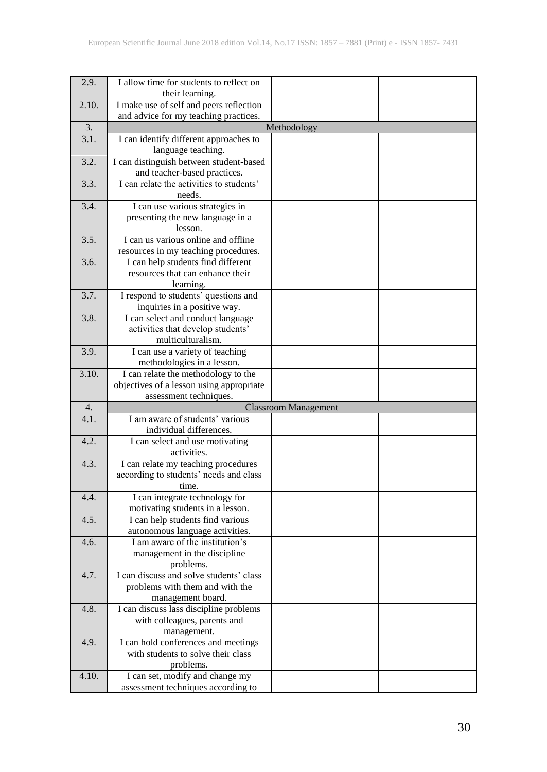| | | | | | | | |
|---|---|---|---|---|---|---|---|
| 2.9. | I allow time for students to reflect on their learning. | | | | | | |
| 2.10. | I make use of self and peers reflection and advice for my teaching practices. | | | | | | |
| 3. | Methodology | | | | | | |
| 3.1. | I can identify different approaches to language teaching. | | | | | | |
| 3.2. | I can distinguish between student-based and teacher-based practices. | | | | | | |
| 3.3. | I can relate the activities to students' needs. | | | | | | |
| 3.4. | I can use various strategies in presenting the new language in a lesson. | | | | | | |
| 3.5. | I can us various online and offline resources in my teaching procedures. | | | | | | |
| 3.6. | I can help students find different resources that can enhance their learning. | | | | | | |
| 3.7. | I respond to students' questions and inquiries in a positive way. | | | | | | |
| 3.8. | I can select and conduct language activities that develop students' multiculturalism. | | | | | | |
| 3.9. | I can use a variety of teaching methodologies in a lesson. | | | | | | |
| 3.10. | I can relate the methodology to the objectives of a lesson using appropriate assessment techniques. | | | | | | |
| 4. | Classroom Management | | | | | | |
| 4.1. | I am aware of students' various individual differences. | | | | | | |
| 4.2. | I can select and use motivating activities. | | | | | | |
| 4.3. | I can relate my teaching procedures according to students' needs and class time. | | | | | | |
| 4.4. | I can integrate technology for motivating students in a lesson. | | | | | | |
| 4.5. | I can help students find various autonomous language activities. | | | | | | |
| 4.6. | I am aware of the institution's management in the discipline problems. | | | | | | |
| 4.7. | I can discuss and solve students' class problems with them and with the management board. | | | | | | |
| 4.8. | I can discuss lass discipline problems with colleagues, parents and management. | | | | | | |
| 4.9. | I can hold conferences and meetings with students to solve their class problems. | | | | | | |
| 4.10. | I can set, modify and change my assessment techniques according to | | | | | | |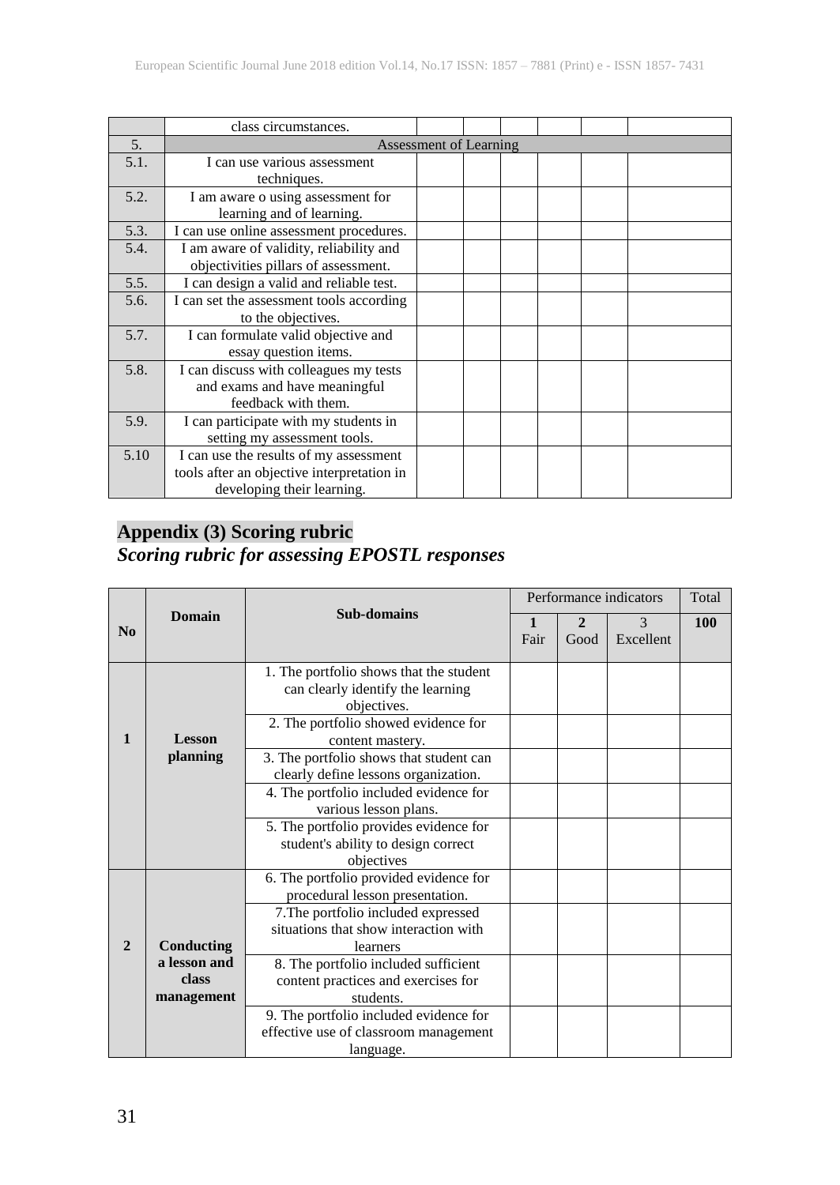| | class circumstances. | | | | | | |
|---|---|---|---|---|---|---|---|
| 5. | Assessment of Learning | | | | | | |
| 5.1. | I can use various assessment techniques. | | | | | | |
| 5.2. | I am aware o using assessment for learning and of learning. | | | | | | |
| 5.3. | I can use online assessment procedures. | | | | | | |
| 5.4. | I am aware of validity, reliability and objectivities pillars of assessment. | | | | | | |
| 5.5. | I can design a valid and reliable test. | | | | | | |
| 5.6. | I can set the assessment tools according to the objectives. | | | | | | |
| 5.7. | I can formulate valid objective and essay question items. | | | | | | |
| 5.8. | I can discuss with colleagues my tests and exams and have meaningful feedback with them. | | | | | | |
| 5.9. | I can participate with my students in setting my assessment tools. | | | | | | |
| 5.10 | I can use the results of my assessment tools after an objective interpretation in developing their learning. | | | | | | |

## Appendix (3) Scoring rubric

### *Scoring rubric for assessing EPOSTL responses*

| No | Domain | Sub-domains | Performance indicators | | | Total |
|---|---|---|---|---|---|---|
| | | | **1** Fair | **2** Good | 3 Excellent | **100** |
| **1** | **Lesson planning** | 1. The portfolio shows that the student can clearly identify the learning objectives. | | | | |
| | | 2. The portfolio showed evidence for content mastery. | | | | |
| | | 3. The portfolio shows that student can clearly define lessons organization. | | | | |
| | | 4. The portfolio included evidence for various lesson plans. | | | | |
| | | 5. The portfolio provides evidence for student's ability to design correct objectives | | | | |
| **2** | **Conducting a lesson and class management** | 6. The portfolio provided evidence for procedural lesson presentation. | | | | |
| | | 7.The portfolio included expressed situations that show interaction with learners | | | | |
| | | 8. The portfolio included sufficient content practices and exercises for students. | | | | |
| | | 9. The portfolio included evidence for effective use of classroom management language. | | | | |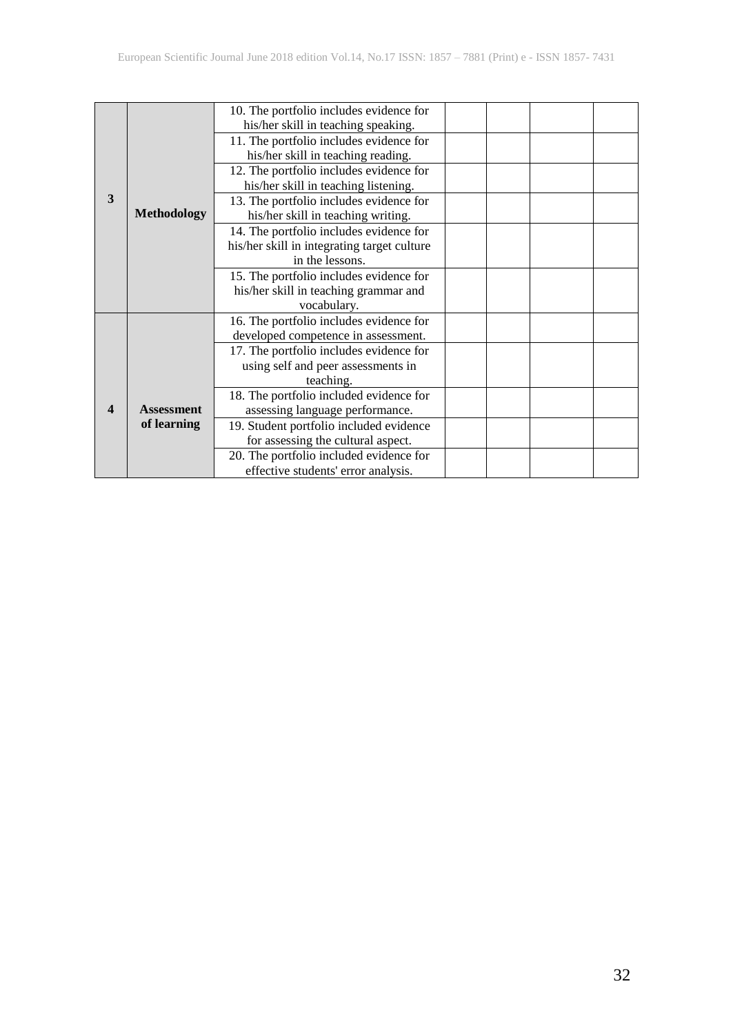| | | | | | | |
|---|---|---|---|---|---|---|
| 3 | Methodology | 10. The portfolio includes evidence for his/her skill in teaching speaking. | | | | |
| | | 11. The portfolio includes evidence for his/her skill in teaching reading. | | | | |
| | | 12. The portfolio includes evidence for his/her skill in teaching listening. | | | | |
| | | 13. The portfolio includes evidence for his/her skill in teaching writing. | | | | |
| | | 14. The portfolio includes evidence for his/her skill in integrating target culture in the lessons. | | | | |
| | | 15. The portfolio includes evidence for his/her skill in teaching grammar and vocabulary. | | | | |
| 4 | Assessment of learning | 16. The portfolio includes evidence for developed competence in assessment. | | | | |
| | | 17. The portfolio includes evidence for using self and peer assessments in teaching. | | | | |
| | | 18. The portfolio included evidence for assessing language performance. | | | | |
| | | 19. Student portfolio included evidence for assessing the cultural aspect. | | | | |
| | | 20. The portfolio included evidence for effective students' error analysis. | | | | |